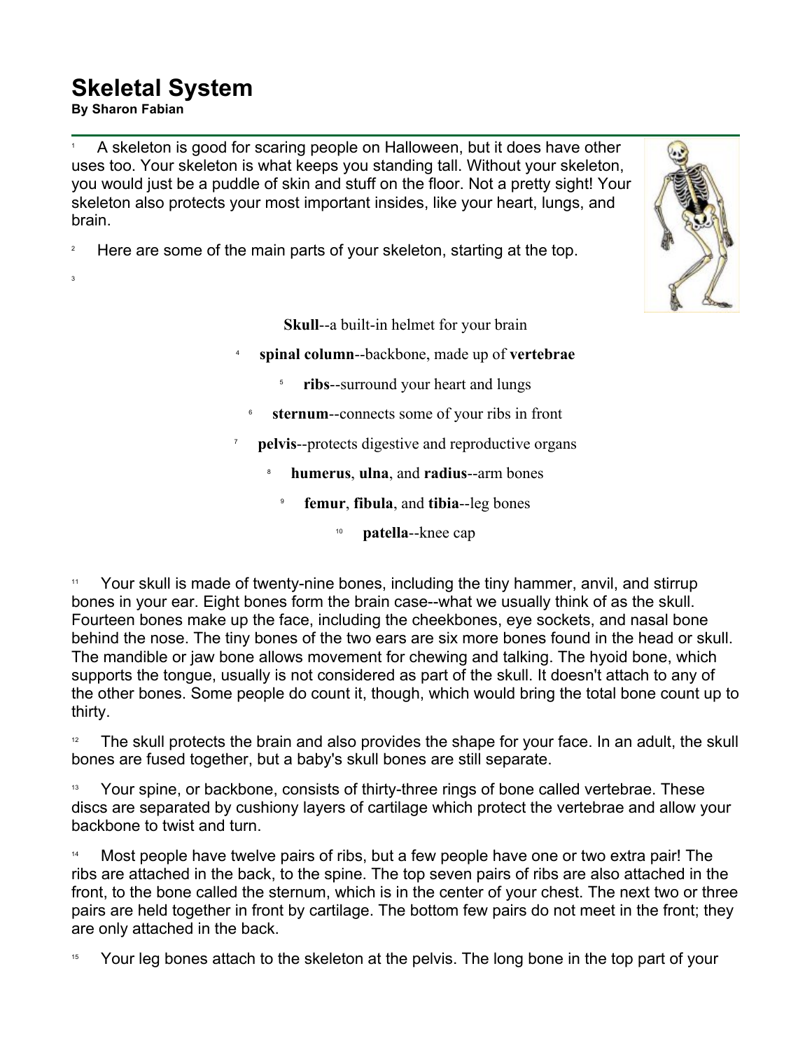# Skeletal System

**By Sharon Fabian**

1 A skeleton is good for scaring people on Halloween, but it does have other uses too. Your skeleton is what keeps you standing tall. Without your skeleton, you would just be a puddle of skin and stuff on the floor. Not a pretty sight! Your skeleton also protects your most important insides, like your heart, lungs, and brain.

2 Here are some of the main parts of your skeleton, starting at the top.

3 **Skull**--a built-in helmet for your brain

4 **spinal column**--backbone, made up of **vertebrae**

5 **ribs**--surround your heart and lungs

6 **sternum**--connects some of your ribs in front

7 **pelvis**--protects digestive and reproductive organs

8 **humerus**, **ulna**, and **radius**--arm bones

9 **femur**, **fibula**, and **tibia**--leg bones

10 **patella**--knee cap

11 Your skull is made of twenty-nine bones, including the tiny hammer, anvil, and stirrup bones in your ear. Eight bones form the brain case--what we usually think of as the skull. Fourteen bones make up the face, including the cheekbones, eye sockets, and nasal bone behind the nose. The tiny bones of the two ears are six more bones found in the head or skull. The mandible or jaw bone allows movement for chewing and talking. The hyoid bone, which supports the tongue, usually is not considered as part of the skull. It doesn't attach to any of the other bones. Some people do count it, though, which would bring the total bone count up to thirty.

12 The skull protects the brain and also provides the shape for your face. In an adult, the skull bones are fused together, but a baby's skull bones are still separate.

13 Your spine, or backbone, consists of thirty-three rings of bone called vertebrae. These discs are separated by cushiony layers of cartilage which protect the vertebrae and allow your backbone to twist and turn.

14 Most people have twelve pairs of ribs, but a few people have one or two extra pair! The ribs are attached in the back, to the spine. The top seven pairs of ribs are also attached in the front, to the bone called the sternum, which is in the center of your chest. The next two or three pairs are held together in front by cartilage. The bottom few pairs do not meet in the front; they are only attached in the back.

15 Your leg bones attach to the skeleton at the pelvis. The long bone in the top part of your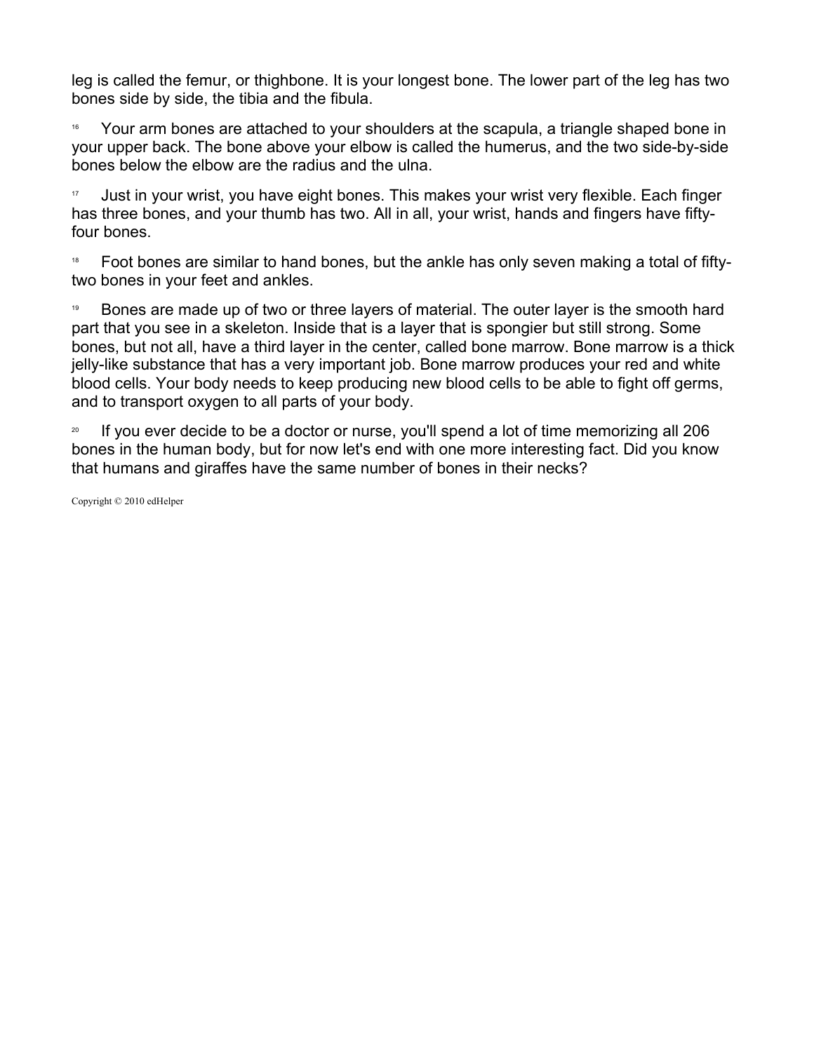leg is called the femur, or thighbone. It is your longest bone. The lower part of the leg has two bones side by side, the tibia and the fibula.

[16] Your arm bones are attached to your shoulders at the scapula, a triangle shaped bone in your upper back. The bone above your elbow is called the humerus, and the two side-by-side bones below the elbow are the radius and the ulna.

[17] Just in your wrist, you have eight bones. This makes your wrist very flexible. Each finger has three bones, and your thumb has two. All in all, your wrist, hands and fingers have fifty-four bones.

[18] Foot bones are similar to hand bones, but the ankle has only seven making a total of fifty-two bones in your feet and ankles.

[19] Bones are made up of two or three layers of material. The outer layer is the smooth hard part that you see in a skeleton. Inside that is a layer that is spongier but still strong. Some bones, but not all, have a third layer in the center, called bone marrow. Bone marrow is a thick jelly-like substance that has a very important job. Bone marrow produces your red and white blood cells. Your body needs to keep producing new blood cells to be able to fight off germs, and to transport oxygen to all parts of your body.

[20] If you ever decide to be a doctor or nurse, you'll spend a lot of time memorizing all 206 bones in the human body, but for now let's end with one more interesting fact. Did you know that humans and giraffes have the same number of bones in their necks?

Copyright © 2010 edHelper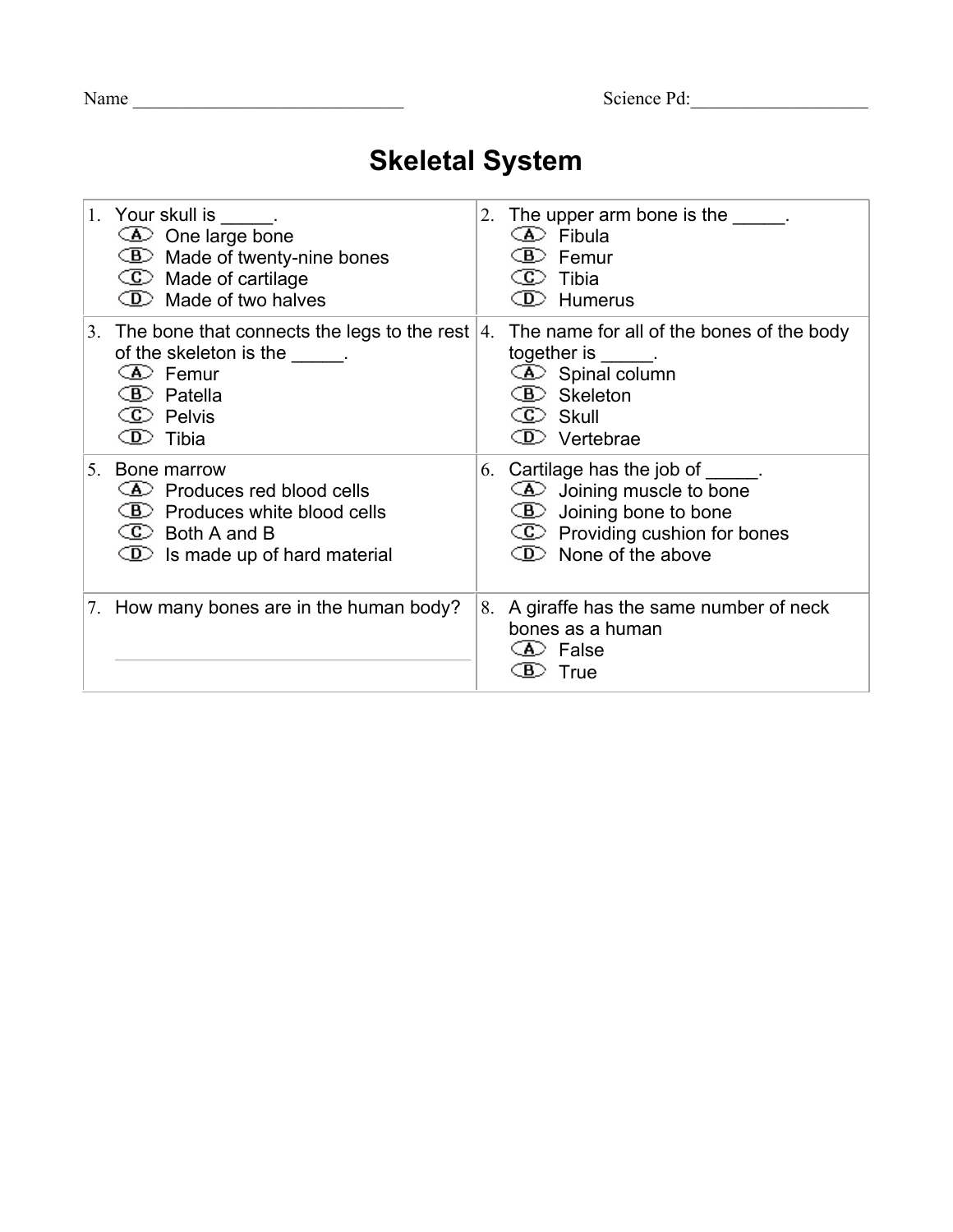Name ______________________________ Science Pd:___________________

# Skeletal System

1. Your skull is _____.
   - (A) One large bone
   - (B) Made of twenty-nine bones
   - (C) Made of cartilage
   - (D) Made of two halves

2. The upper arm bone is the _____.
   - (A) Fibula
   - (B) Femur
   - (C) Tibia
   - (D) Humerus

3. The bone that connects the legs to the rest of the skeleton is the _____.
   - (A) Femur
   - (B) Patella
   - (C) Pelvis
   - (D) Tibia

4. The name for all of the bones of the body together is _____.
   - (A) Spinal column
   - (B) Skeleton
   - (C) Skull
   - (D) Vertebrae

5. Bone marrow
   - (A) Produces red blood cells
   - (B) Produces white blood cells
   - (C) Both A and B
   - (D) Is made up of hard material

6. Cartilage has the job of _____.
   - (A) Joining muscle to bone
   - (B) Joining bone to bone
   - (C) Providing cushion for bones
   - (D) None of the above

7. How many bones are in the human body?

   ______________________________

8. A giraffe has the same number of neck bones as a human
   - (A) False
   - (B) True